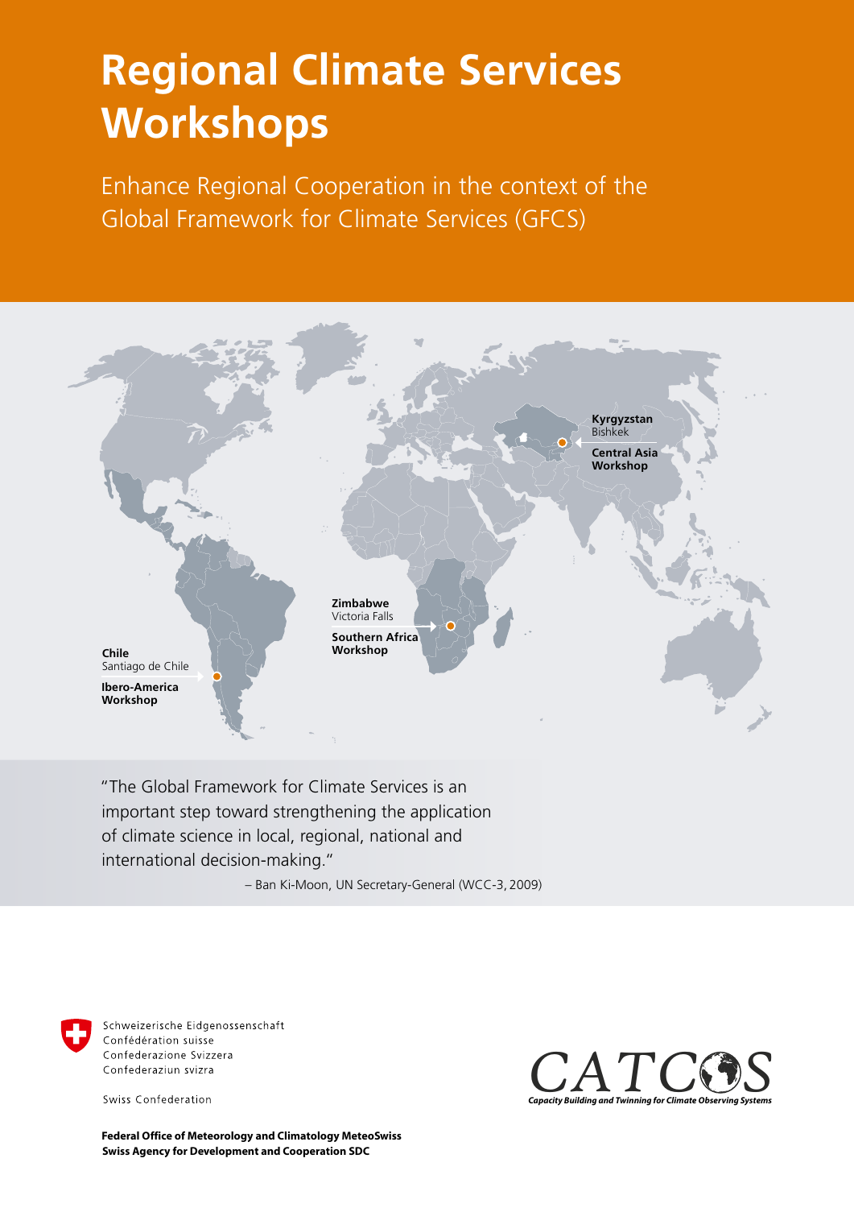# Regional Climate Services Workshops

Enhance Regional Cooperation in the context of the Global Framework for Climate Services (GFCS)

**Kyrgyzstan**
Bishkek

**Central Asia Workshop**

**Zimbabwe**
Victoria Falls

**Southern Africa Workshop**

**Chile**
Santiago de Chile

**Ibero-America Workshop**

"The Global Framework for Climate Services is an important step toward strengthening the application of climate science in local, regional, national and international decision-making."

– Ban Ki-Moon, UN Secretary-General (WCC-3, 2009)

Schweizerische Eidgenossenschaft
Confédération suisse
Confederazione Svizzera
Confederaziun svizra

Swiss Confederation

**Federal Office of Meteorology and Climatology MeteoSwiss**
**Swiss Agency for Development and Cooperation SDC**

CATCOS
*Capacity Building and Twinning for Climate Observing Systems*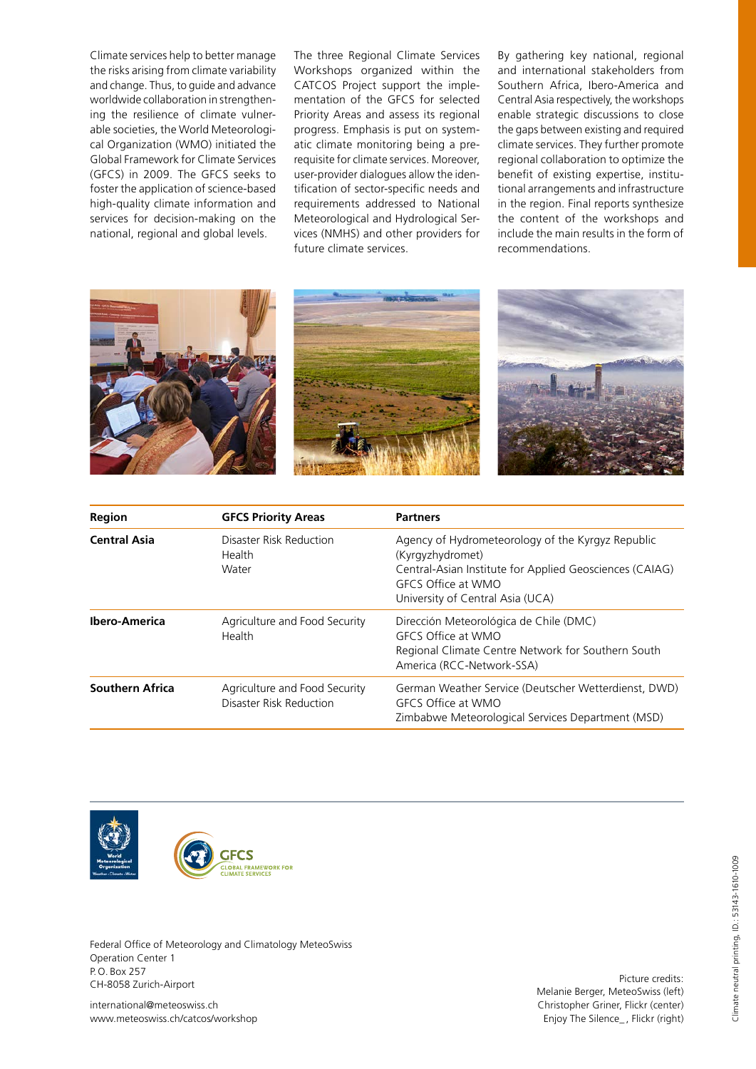Climate services help to better manage the risks arising from climate variability and change. Thus, to guide and advance worldwide collaboration in strengthening the resilience of climate vulnerable societies, the World Meteorological Organization (WMO) initiated the Global Framework for Climate Services (GFCS) in 2009. The GFCS seeks to foster the application of science-based high-quality climate information and services for decision-making on the national, regional and global levels.

The three Regional Climate Services Workshops organized within the CATCOS Project support the implementation of the GFCS for selected Priority Areas and assess its regional progress. Emphasis is put on systematic climate monitoring being a prerequisite for climate services. Moreover, user-provider dialogues allow the identification of sector-specific needs and requirements addressed to National Meteorological and Hydrological Services (NMHS) and other providers for future climate services.

By gathering key national, regional and international stakeholders from Southern Africa, Ibero-America and Central Asia respectively, the workshops enable strategic discussions to close the gaps between existing and required climate services. They further promote regional collaboration to optimize the benefit of existing expertise, institutional arrangements and infrastructure in the region. Final reports synthesize the content of the workshops and include the main results in the form of recommendations.

| Region | GFCS Priority Areas | Partners |
|---|---|---|
| **Central Asia** | Disaster Risk Reduction<br>Health<br>Water | Agency of Hydrometeorology of the Kyrgyz Republic (Kyrgyzhydromet)<br>Central-Asian Institute for Applied Geosciences (CAIAG)<br>GFCS Office at WMO<br>University of Central Asia (UCA) |
| **Ibero-America** | Agriculture and Food Security<br>Health | Dirección Meteorológica de Chile (DMC)<br>GFCS Office at WMO<br>Regional Climate Centre Network for Southern South America (RCC-Network-SSA) |
| **Southern Africa** | Agriculture and Food Security<br>Disaster Risk Reduction | German Weather Service (Deutscher Wetterdienst, DWD)<br>GFCS Office at WMO<br>Zimbabwe Meteorological Services Department (MSD) |

Federal Office of Meteorology and Climatology MeteoSwiss
Operation Center 1
P.O. Box 257
CH-8058 Zurich-Airport

international@meteoswiss.ch
www.meteoswiss.ch/catcos/workshop

Picture credits:
Melanie Berger, MeteoSwiss (left)
Christopher Griner, Flickr (center)
Enjoy The Silence_, Flickr (right)

Climate neutral printing, ID.: 53143-1610-1009